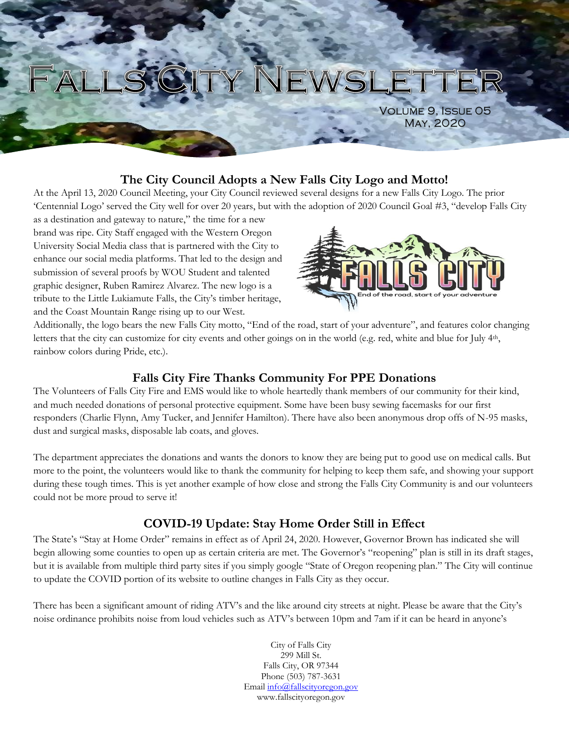# Falls City Newsletter

Volume 9, Issue 05
May, 2020

## The City Council Adopts a New Falls City Logo and Motto!

At the April 13, 2020 Council Meeting, your City Council reviewed several designs for a new Falls City Logo. The prior 'Centennial Logo' served the City well for over 20 years, but with the adoption of 2020 Council Goal #3, "develop Falls City as a destination and gateway to nature," the time for a new brand was ripe. City Staff engaged with the Western Oregon University Social Media class that is partnered with the City to enhance our social media platforms. That led to the design and submission of several proofs by WOU Student and talented graphic designer, Ruben Ramirez Alvarez. The new logo is a tribute to the Little Lukiamute Falls, the City's timber heritage, and the Coast Mountain Range rising up to our West. Additionally, the logo bears the new Falls City motto, "End of the road, start of your adventure", and features color changing letters that the city can customize for city events and other goings on in the world (e.g. red, white and blue for July 4th, rainbow colors during Pride, etc.).

## Falls City Fire Thanks Community For PPE Donations

The Volunteers of Falls City Fire and EMS would like to whole heartedly thank members of our community for their kind, and much needed donations of personal protective equipment. Some have been busy sewing facemasks for our first responders (Charlie Flynn, Amy Tucker, and Jennifer Hamilton). There have also been anonymous drop offs of N-95 masks, dust and surgical masks, disposable lab coats, and gloves.

The department appreciates the donations and wants the donors to know they are being put to good use on medical calls. But more to the point, the volunteers would like to thank the community for helping to keep them safe, and showing your support during these tough times. This is yet another example of how close and strong the Falls City Community is and our volunteers could not be more proud to serve it!

## COVID-19 Update: Stay Home Order Still in Effect

The State's "Stay at Home Order" remains in effect as of April 24, 2020. However, Governor Brown has indicated she will begin allowing some counties to open up as certain criteria are met. The Governor's "reopening" plan is still in its draft stages, but it is available from multiple third party sites if you simply google "State of Oregon reopening plan." The City will continue to update the COVID portion of its website to outline changes in Falls City as they occur.

There has been a significant amount of riding ATV's and the like around city streets at night. Please be aware that the City's noise ordinance prohibits noise from loud vehicles such as ATV's between 10pm and 7am if it can be heard in anyone's

City of Falls City
299 Mill St.
Falls City, OR 97344
Phone (503) 787-3631
Email info@fallscityoregon.gov
www.fallscityoregon.gov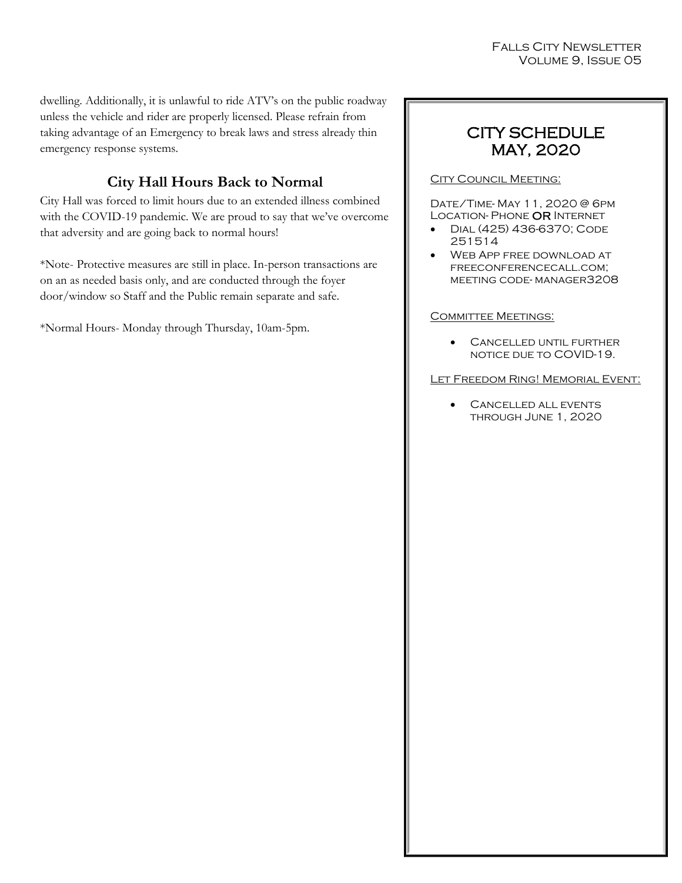dwelling. Additionally, it is unlawful to ride ATV's on the public roadway unless the vehicle and rider are properly licensed. Please refrain from taking advantage of an Emergency to break laws and stress already thin emergency response systems.

## City Hall Hours Back to Normal

City Hall was forced to limit hours due to an extended illness combined with the COVID-19 pandemic. We are proud to say that we've overcome that adversity and are going back to normal hours!

*Note- Protective measures are still in place. In-person transactions are on an as needed basis only, and are conducted through the foyer door/window so Staff and the Public remain separate and safe.

*Normal Hours- Monday through Thursday, 10am-5pm.

## CITY SCHEDULE MAY, 2020

City Council Meeting:

Date/Time- May 11, 2020 @ 6pm
Location- Phone **OR** Internet

- Dial (425) 436-6370; Code 251514
- Web App free download at freeconferencecall.com; meeting code- manager3208

Committee Meetings:

- Cancelled until further notice due to COVID-19.

Let Freedom Ring! Memorial Event:

- Cancelled all events through June 1, 2020